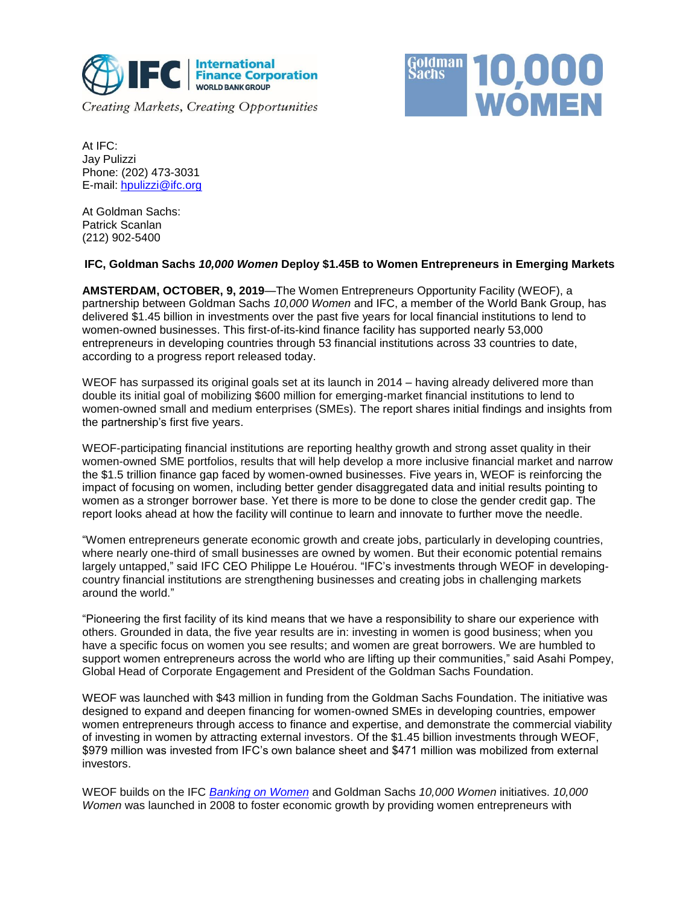At IFC:
Jay Pulizzi
Phone: (202) 473-3031
E-mail: [hpulizzi@ifc.org](mailto:hpulizzi@ifc.org)

At Goldman Sachs:
Patrick Scanlan
(212) 902-5400

**IFC, Goldman Sachs *10,000 Women* Deploy $1.45B to Women Entrepreneurs in Emerging Markets**

**AMSTERDAM, OCTOBER, 9, 2019**—The Women Entrepreneurs Opportunity Facility (WEOF), a partnership between Goldman Sachs *10,000 Women* and IFC, a member of the World Bank Group, has delivered $1.45 billion in investments over the past five years for local financial institutions to lend to women-owned businesses. This first-of-its-kind finance facility has supported nearly 53,000 entrepreneurs in developing countries through 53 financial institutions across 33 countries to date, according to a progress report released today.

WEOF has surpassed its original goals set at its launch in 2014 – having already delivered more than double its initial goal of mobilizing $600 million for emerging-market financial institutions to lend to women-owned small and medium enterprises (SMEs). The report shares initial findings and insights from the partnership's first five years.

WEOF-participating financial institutions are reporting healthy growth and strong asset quality in their women-owned SME portfolios, results that will help develop a more inclusive financial market and narrow the $1.5 trillion finance gap faced by women-owned businesses. Five years in, WEOF is reinforcing the impact of focusing on women, including better gender disaggregated data and initial results pointing to women as a stronger borrower base. Yet there is more to be done to close the gender credit gap. The report looks ahead at how the facility will continue to learn and innovate to further move the needle.

"Women entrepreneurs generate economic growth and create jobs, particularly in developing countries, where nearly one-third of small businesses are owned by women. But their economic potential remains largely untapped," said IFC CEO Philippe Le Houérou. "IFC's investments through WEOF in developing-country financial institutions are strengthening businesses and creating jobs in challenging markets around the world."

"Pioneering the first facility of its kind means that we have a responsibility to share our experience with others. Grounded in data, the five year results are in: investing in women is good business; when you have a specific focus on women you see results; and women are great borrowers. We are humbled to support women entrepreneurs across the world who are lifting up their communities," said Asahi Pompey, Global Head of Corporate Engagement and President of the Goldman Sachs Foundation.

WEOF was launched with $43 million in funding from the Goldman Sachs Foundation. The initiative was designed to expand and deepen financing for women-owned SMEs in developing countries, empower women entrepreneurs through access to finance and expertise, and demonstrate the commercial viability of investing in women by attracting external investors. Of the $1.45 billion investments through WEOF, $979 million was invested from IFC's own balance sheet and $471 million was mobilized from external investors.

WEOF builds on the IFC *[Banking on Women](#)* and Goldman Sachs *10,000 Women* initiatives. *10,000 Women* was launched in 2008 to foster economic growth by providing women entrepreneurs with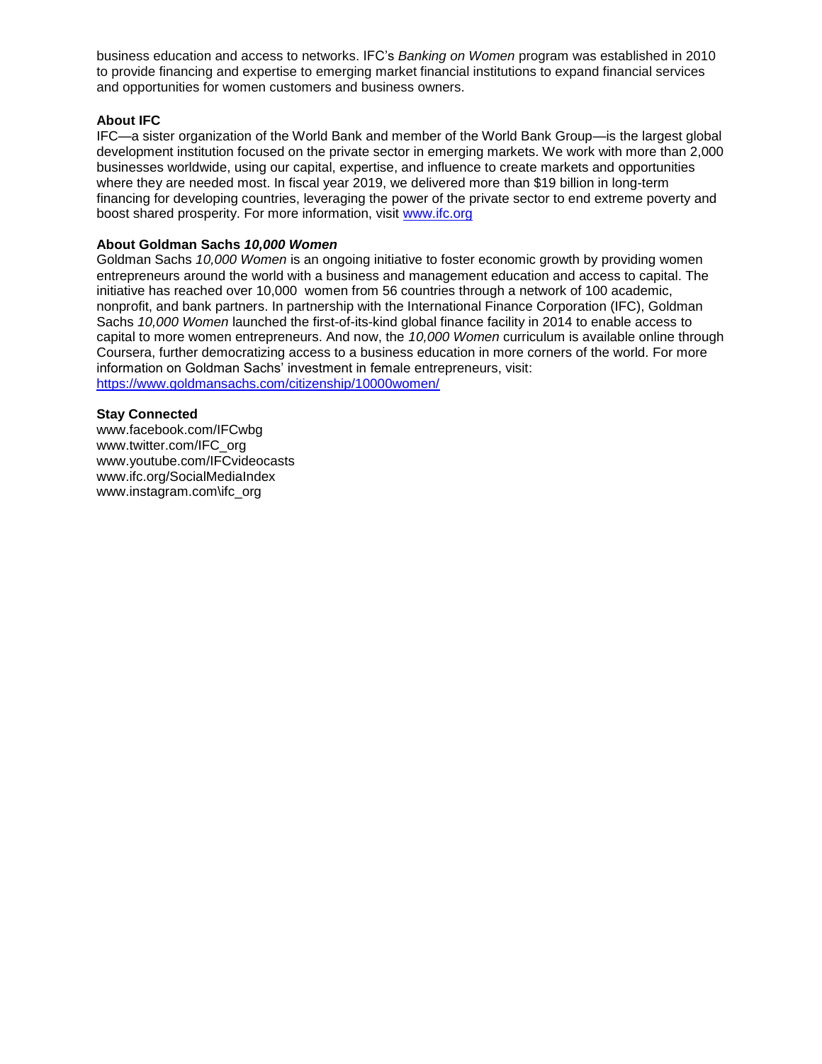business education and access to networks. IFC's *Banking on Women* program was established in 2010 to provide financing and expertise to emerging market financial institutions to expand financial services and opportunities for women customers and business owners.

**About IFC**

IFC—a sister organization of the World Bank and member of the World Bank Group—is the largest global development institution focused on the private sector in emerging markets. We work with more than 2,000 businesses worldwide, using our capital, expertise, and influence to create markets and opportunities where they are needed most. In fiscal year 2019, we delivered more than $19 billion in long-term financing for developing countries, leveraging the power of the private sector to end extreme poverty and boost shared prosperity. For more information, visit [www.ifc.org](www.ifc.org)

**About Goldman Sachs *10,000 Women***

Goldman Sachs *10,000 Women* is an ongoing initiative to foster economic growth by providing women entrepreneurs around the world with a business and management education and access to capital. The initiative has reached over 10,000 women from 56 countries through a network of 100 academic, nonprofit, and bank partners. In partnership with the International Finance Corporation (IFC), Goldman Sachs *10,000 Women* launched the first-of-its-kind global finance facility in 2014 to enable access to capital to more women entrepreneurs. And now, the *10,000 Women* curriculum is available online through Coursera, further democratizing access to a business education in more corners of the world. For more information on Goldman Sachs' investment in female entrepreneurs, visit: [https://www.goldmansachs.com/citizenship/10000women/](https://www.goldmansachs.com/citizenship/10000women/)

**Stay Connected**

www.facebook.com/IFCwbg
www.twitter.com/IFC_org
www.youtube.com/IFCvideocasts
www.ifc.org/SocialMediaIndex
www.instagram.com\ifc_org